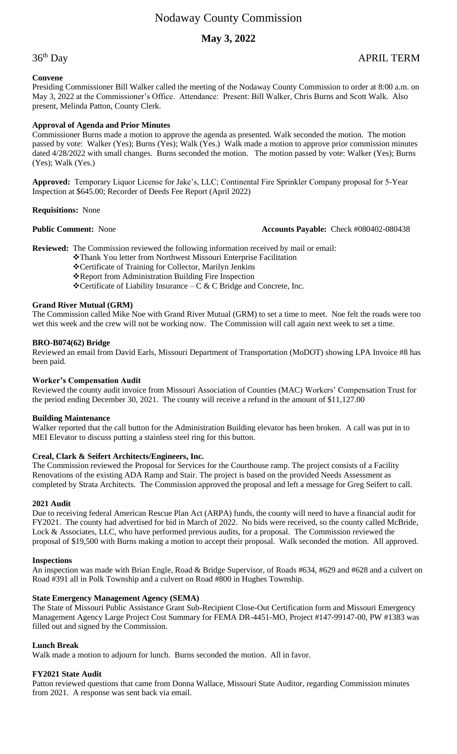# Nodaway County Commission

## May 3, 2022

36th Day APRIL TERM

**Convene**

Presiding Commissioner Bill Walker called the meeting of the Nodaway County Commission to order at 8:00 a.m. on May 3, 2022 at the Commissioner's Office. Attendance: Present: Bill Walker, Chris Burns and Scott Walk. Also present, Melinda Patton, County Clerk.

**Approval of Agenda and Prior Minutes**

Commissioner Burns made a motion to approve the agenda as presented. Walk seconded the motion. The motion passed by vote: Walker (Yes); Burns (Yes); Walk (Yes.) Walk made a motion to approve prior commission minutes dated 4/28/2022 with small changes. Burns seconded the motion. The motion passed by vote: Walker (Yes); Burns (Yes); Walk (Yes.)

**Approved:** Temporary Liquor License for Jake's, LLC; Continental Fire Sprinkler Company proposal for 5-Year Inspection at $645.00; Recorder of Deeds Fee Report (April 2022)

**Requisitions:** None

**Public Comment:** None **Accounts Payable:** Check #080402-080438

**Reviewed:** The Commission reviewed the following information received by mail or email:

- ❖Thank You letter from Northwest Missouri Enterprise Facilitation
- ❖Certificate of Training for Collector, Marilyn Jenkins
- ❖Report from Administration Building Fire Inspection
- ❖Certificate of Liability Insurance – C & C Bridge and Concrete, Inc.

**Grand River Mutual (GRM)**

The Commission called Mike Noe with Grand River Mutual (GRM) to set a time to meet. Noe felt the roads were too wet this week and the crew will not be working now. The Commission will call again next week to set a time.

**BRO-B074(62) Bridge**

Reviewed an email from David Earls, Missouri Department of Transportation (MoDOT) showing LPA Invoice #8 has been paid.

**Worker's Compensation Audit**

Reviewed the county audit invoice from Missouri Association of Counties (MAC) Workers' Compensation Trust for the period ending December 30, 2021. The county will receive a refund in the amount of $11,127.00

**Building Maintenance**

Walker reported that the call button for the Administration Building elevator has been broken. A call was put in to MEI Elevator to discuss putting a stainless steel ring for this button.

**Creal, Clark & Seifert Architects/Engineers, Inc.**

The Commission reviewed the Proposal for Services for the Courthouse ramp. The project consists of a Facility Renovations of the existing ADA Ramp and Stair. The project is based on the provided Needs Assessment as completed by Strata Architects. The Commission approved the proposal and left a message for Greg Seifert to call.

**2021 Audit**

Due to receiving federal American Rescue Plan Act (ARPA) funds, the county will need to have a financial audit for FY2021. The county had advertised for bid in March of 2022. No bids were received, so the county called McBride, Lock & Associates, LLC, who have performed previous audits, for a proposal. The Commission reviewed the proposal of $19,500 with Burns making a motion to accept their proposal. Walk seconded the motion. All approved.

**Inspections**

An inspection was made with Brian Engle, Road & Bridge Supervisor, of Roads #634, #629 and #628 and a culvert on Road #391 all in Polk Township and a culvert on Road #800 in Hughes Township.

**State Emergency Management Agency (SEMA)**

The State of Missouri Public Assistance Grant Sub-Recipient Close-Out Certification form and Missouri Emergency Management Agency Large Project Cost Summary for FEMA DR-4451-MO, Project #147-99147-00, PW #1383 was filled out and signed by the Commission.

**Lunch Break**

Walk made a motion to adjourn for lunch. Burns seconded the motion. All in favor.

**FY2021 State Audit**

Patton reviewed questions that came from Donna Wallace, Missouri State Auditor, regarding Commission minutes from 2021. A response was sent back via email.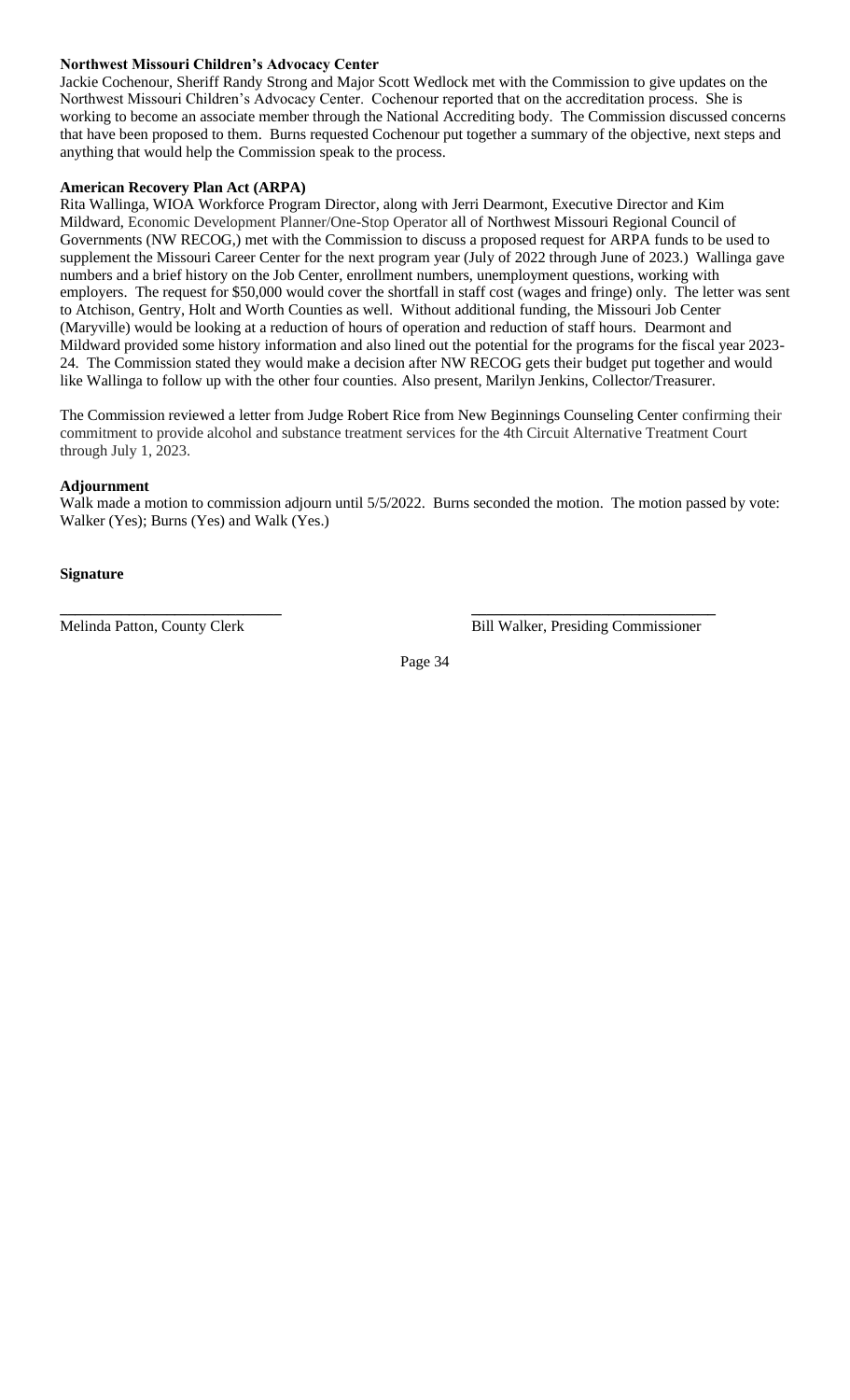**Northwest Missouri Children's Advocacy Center**

Jackie Cochenour, Sheriff Randy Strong and Major Scott Wedlock met with the Commission to give updates on the Northwest Missouri Children's Advocacy Center. Cochenour reported that on the accreditation process. She is working to become an associate member through the National Accrediting body. The Commission discussed concerns that have been proposed to them. Burns requested Cochenour put together a summary of the objective, next steps and anything that would help the Commission speak to the process.

**American Recovery Plan Act (ARPA)**

Rita Wallinga, WIOA Workforce Program Director, along with Jerri Dearmont, Executive Director and Kim Mildward, Economic Development Planner/One-Stop Operator all of Northwest Missouri Regional Council of Governments (NW RECOG,) met with the Commission to discuss a proposed request for ARPA funds to be used to supplement the Missouri Career Center for the next program year (July of 2022 through June of 2023.) Wallinga gave numbers and a brief history on the Job Center, enrollment numbers, unemployment questions, working with employers. The request for $50,000 would cover the shortfall in staff cost (wages and fringe) only. The letter was sent to Atchison, Gentry, Holt and Worth Counties as well. Without additional funding, the Missouri Job Center (Maryville) would be looking at a reduction of hours of operation and reduction of staff hours. Dearmont and Mildward provided some history information and also lined out the potential for the programs for the fiscal year 2023-24. The Commission stated they would make a decision after NW RECOG gets their budget put together and would like Wallinga to follow up with the other four counties. Also present, Marilyn Jenkins, Collector/Treasurer.

The Commission reviewed a letter from Judge Robert Rice from New Beginnings Counseling Center confirming their commitment to provide alcohol and substance treatment services for the 4th Circuit Alternative Treatment Court through July 1, 2023.

**Adjournment**

Walk made a motion to commission adjourn until 5/5/2022. Burns seconded the motion. The motion passed by vote: Walker (Yes); Burns (Yes) and Walk (Yes.)

**Signature**

\_\_\_\_\_\_\_\_\_\_\_\_\_\_\_\_\_\_\_\_\_\_\_\_\_\_\_\_ \_\_\_\_\_\_\_\_\_\_\_\_\_\_\_\_\_\_\_\_\_\_\_\_\_\_\_\_\_\_

Melinda Patton, County Clerk Bill Walker, Presiding Commissioner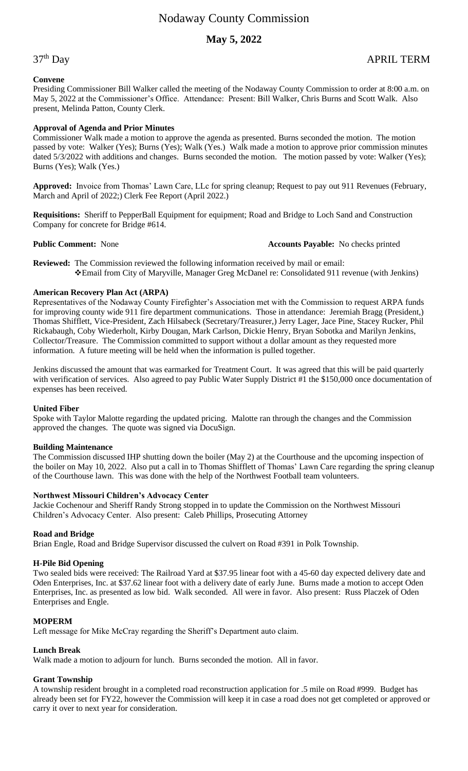# Nodaway County Commission

## May 5, 2022

37th Day APRIL TERM

**Convene**

Presiding Commissioner Bill Walker called the meeting of the Nodaway County Commission to order at 8:00 a.m. on May 5, 2022 at the Commissioner's Office. Attendance: Present: Bill Walker, Chris Burns and Scott Walk. Also present, Melinda Patton, County Clerk.

**Approval of Agenda and Prior Minutes**

Commissioner Walk made a motion to approve the agenda as presented. Burns seconded the motion. The motion passed by vote: Walker (Yes); Burns (Yes); Walk (Yes.) Walk made a motion to approve prior commission minutes dated 5/3/2022 with additions and changes. Burns seconded the motion. The motion passed by vote: Walker (Yes); Burns (Yes); Walk (Yes.)

**Approved:** Invoice from Thomas' Lawn Care, LLc for spring cleanup; Request to pay out 911 Revenues (February, March and April of 2022;) Clerk Fee Report (April 2022.)

**Requisitions:** Sheriff to PepperBall Equipment for equipment; Road and Bridge to Loch Sand and Construction Company for concrete for Bridge #614.

**Public Comment:** None **Accounts Payable:** No checks printed

**Reviewed:** The Commission reviewed the following information received by mail or email:

- Email from City of Maryville, Manager Greg McDanel re: Consolidated 911 revenue (with Jenkins)

**American Recovery Plan Act (ARPA)**

Representatives of the Nodaway County Firefighter's Association met with the Commission to request ARPA funds for improving county wide 911 fire department communications. Those in attendance: Jeremiah Bragg (President,) Thomas Shifflett, Vice-President, Zach Hilsabeck (Secretary/Treasurer,) Jerry Lager, Jace Pine, Stacey Rucker, Phil Rickabaugh, Coby Wiederholt, Kirby Dougan, Mark Carlson, Dickie Henry, Bryan Sobotka and Marilyn Jenkins, Collector/Treasure. The Commission committed to support without a dollar amount as they requested more information. A future meeting will be held when the information is pulled together.

Jenkins discussed the amount that was earmarked for Treatment Court. It was agreed that this will be paid quarterly with verification of services. Also agreed to pay Public Water Supply District #1 the $150,000 once documentation of expenses has been received.

**United Fiber**

Spoke with Taylor Malotte regarding the updated pricing. Malotte ran through the changes and the Commission approved the changes. The quote was signed via DocuSign.

**Building Maintenance**

The Commission discussed IHP shutting down the boiler (May 2) at the Courthouse and the upcoming inspection of the boiler on May 10, 2022. Also put a call in to Thomas Shifflett of Thomas' Lawn Care regarding the spring cleanup of the Courthouse lawn. This was done with the help of the Northwest Football team volunteers.

**Northwest Missouri Children's Advocacy Center**

Jackie Cochenour and Sheriff Randy Strong stopped in to update the Commission on the Northwest Missouri Children's Advocacy Center. Also present: Caleb Phillips, Prosecuting Attorney

**Road and Bridge**

Brian Engle, Road and Bridge Supervisor discussed the culvert on Road #391 in Polk Township.

**H-Pile Bid Opening**

Two sealed bids were received: The Railroad Yard at $37.95 linear foot with a 45-60 day expected delivery date and Oden Enterprises, Inc. at $37.62 linear foot with a delivery date of early June. Burns made a motion to accept Oden Enterprises, Inc. as presented as low bid. Walk seconded. All were in favor. Also present: Russ Placzek of Oden Enterprises and Engle.

**MOPERM**

Left message for Mike McCray regarding the Sheriff's Department auto claim.

**Lunch Break**

Walk made a motion to adjourn for lunch. Burns seconded the motion. All in favor.

**Grant Township**

A township resident brought in a completed road reconstruction application for .5 mile on Road #999. Budget has already been set for FY22, however the Commission will keep it in case a road does not get completed or approved or carry it over to next year for consideration.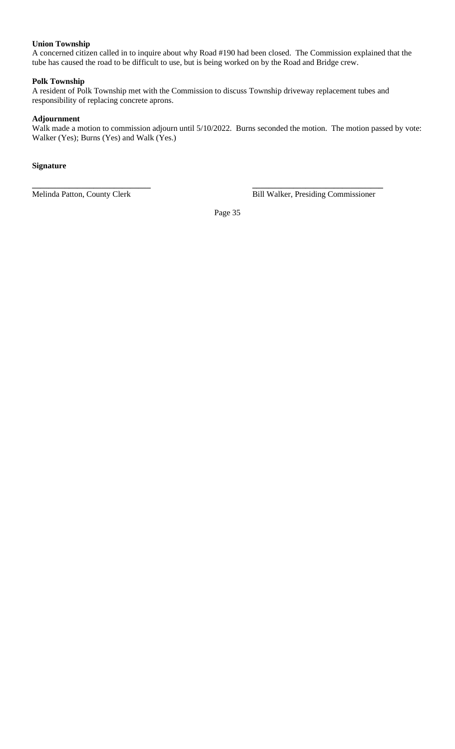**Union Township**

A concerned citizen called in to inquire about why Road #190 had been closed. The Commission explained that the tube has caused the road to be difficult to use, but is being worked on by the Road and Bridge crew.

**Polk Township**

A resident of Polk Township met with the Commission to discuss Township driveway replacement tubes and responsibility of replacing concrete aprons.

**Adjournment**

Walk made a motion to commission adjourn until 5/10/2022. Burns seconded the motion. The motion passed by vote: Walker (Yes); Burns (Yes) and Walk (Yes.)

**Signature**

\_\_\_\_\_\_\_\_\_\_\_\_\_\_\_\_\_\_\_\_\_\_\_\_\_\_\_\_ \_\_\_\_\_\_\_\_\_\_\_\_\_\_\_\_\_\_\_\_\_\_\_\_\_\_\_\_\_\_\_

Melinda Patton, County Clerk Bill Walker, Presiding Commissioner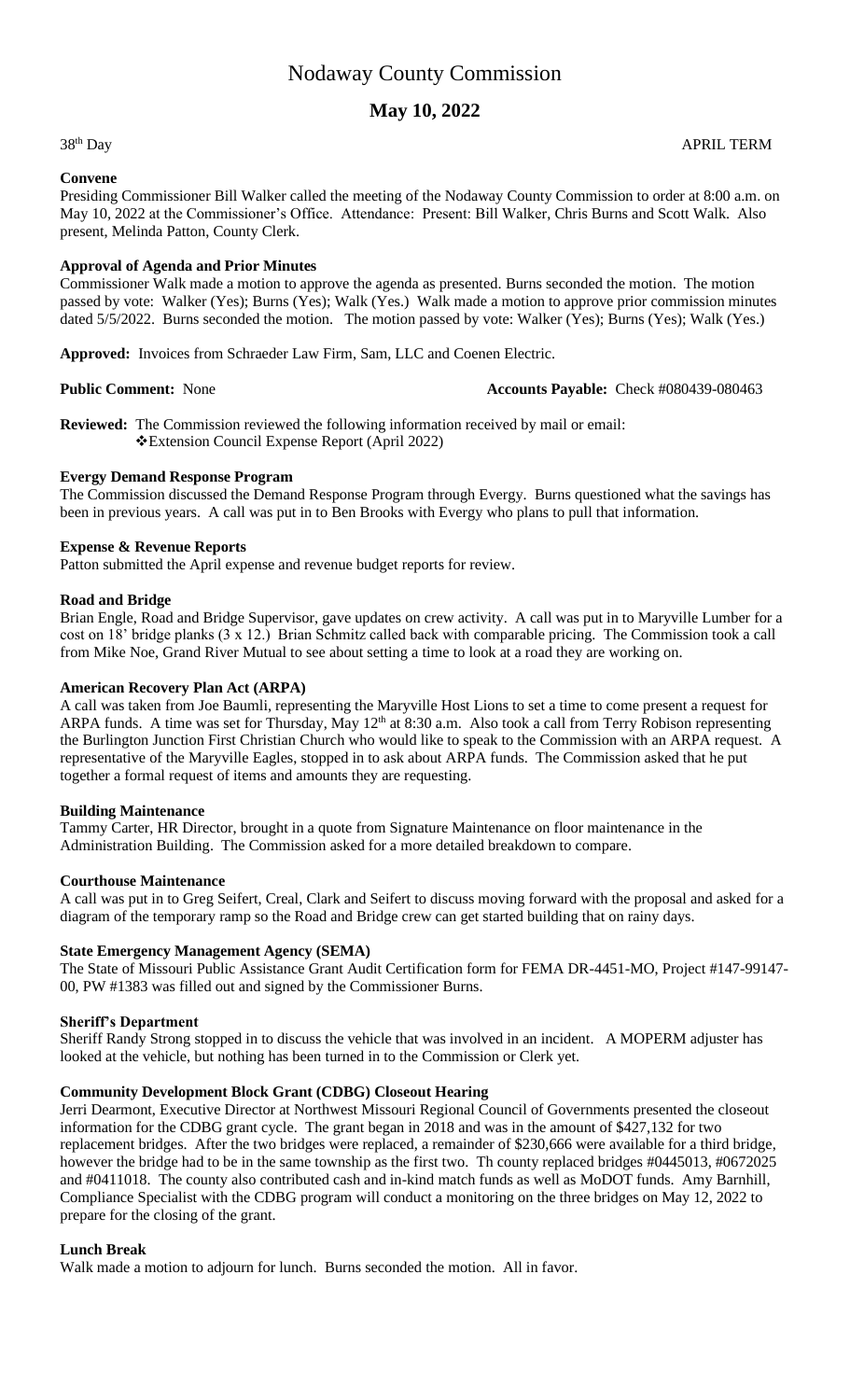# Nodaway County Commission

## May 10, 2022

38th Day APRIL TERM

**Convene**

Presiding Commissioner Bill Walker called the meeting of the Nodaway County Commission to order at 8:00 a.m. on May 10, 2022 at the Commissioner's Office. Attendance: Present: Bill Walker, Chris Burns and Scott Walk. Also present, Melinda Patton, County Clerk.

**Approval of Agenda and Prior Minutes**

Commissioner Walk made a motion to approve the agenda as presented. Burns seconded the motion. The motion passed by vote: Walker (Yes); Burns (Yes); Walk (Yes.) Walk made a motion to approve prior commission minutes dated 5/5/2022. Burns seconded the motion. The motion passed by vote: Walker (Yes); Burns (Yes); Walk (Yes.)

**Approved:** Invoices from Schraeder Law Firm, Sam, LLC and Coenen Electric.

**Public Comment:** None **Accounts Payable:** Check #080439-080463

**Reviewed:** The Commission reviewed the following information received by mail or email:

- Extension Council Expense Report (April 2022)

**Evergy Demand Response Program**

The Commission discussed the Demand Response Program through Evergy. Burns questioned what the savings has been in previous years. A call was put in to Ben Brooks with Evergy who plans to pull that information.

**Expense & Revenue Reports**

Patton submitted the April expense and revenue budget reports for review.

**Road and Bridge**

Brian Engle, Road and Bridge Supervisor, gave updates on crew activity. A call was put in to Maryville Lumber for a cost on 18' bridge planks (3 x 12.) Brian Schmitz called back with comparable pricing. The Commission took a call from Mike Noe, Grand River Mutual to see about setting a time to look at a road they are working on.

**American Recovery Plan Act (ARPA)**

A call was taken from Joe Baumli, representing the Maryville Host Lions to set a time to come present a request for ARPA funds. A time was set for Thursday, May 12th at 8:30 a.m. Also took a call from Terry Robison representing the Burlington Junction First Christian Church who would like to speak to the Commission with an ARPA request. A representative of the Maryville Eagles, stopped in to ask about ARPA funds. The Commission asked that he put together a formal request of items and amounts they are requesting.

**Building Maintenance**

Tammy Carter, HR Director, brought in a quote from Signature Maintenance on floor maintenance in the Administration Building. The Commission asked for a more detailed breakdown to compare.

**Courthouse Maintenance**

A call was put in to Greg Seifert, Creal, Clark and Seifert to discuss moving forward with the proposal and asked for a diagram of the temporary ramp so the Road and Bridge crew can get started building that on rainy days.

**State Emergency Management Agency (SEMA)**

The State of Missouri Public Assistance Grant Audit Certification form for FEMA DR-4451-MO, Project #147-99147-00, PW #1383 was filled out and signed by the Commissioner Burns.

**Sheriff's Department**

Sheriff Randy Strong stopped in to discuss the vehicle that was involved in an incident. A MOPERM adjuster has looked at the vehicle, but nothing has been turned in to the Commission or Clerk yet.

**Community Development Block Grant (CDBG) Closeout Hearing**

Jerri Dearmont, Executive Director at Northwest Missouri Regional Council of Governments presented the closeout information for the CDBG grant cycle. The grant began in 2018 and was in the amount of $427,132 for two replacement bridges. After the two bridges were replaced, a remainder of $230,666 were available for a third bridge, however the bridge had to be in the same township as the first two. Th county replaced bridges #0445013, #0672025 and #0411018. The county also contributed cash and in-kind match funds as well as MoDOT funds. Amy Barnhill, Compliance Specialist with the CDBG program will conduct a monitoring on the three bridges on May 12, 2022 to prepare for the closing of the grant.

**Lunch Break**

Walk made a motion to adjourn for lunch. Burns seconded the motion. All in favor.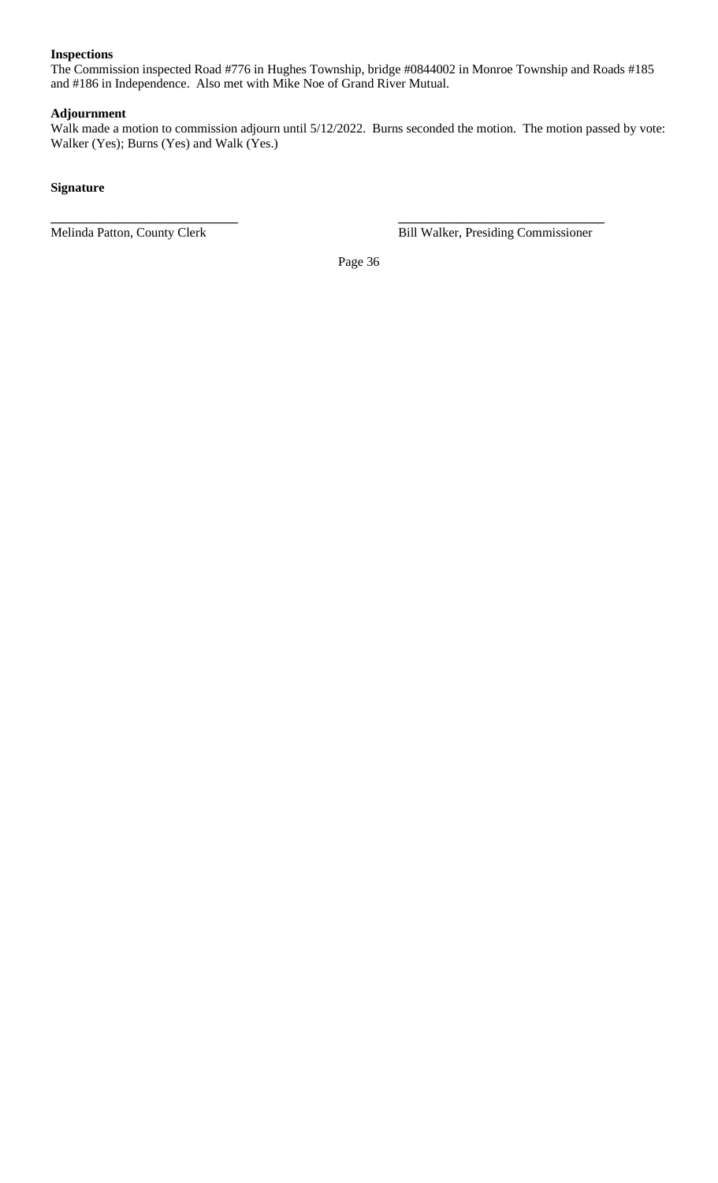**Inspections**

The Commission inspected Road #776 in Hughes Township, bridge #0844002 in Monroe Township and Roads #185 and #186 in Independence. Also met with Mike Noe of Grand River Mutual.

**Adjournment**

Walk made a motion to commission adjourn until 5/12/2022. Burns seconded the motion. The motion passed by vote: Walker (Yes); Burns (Yes) and Walk (Yes.)

**Signature**

| ____________________________ | ____________________________ |
|---|---|
| Melinda Patton, County Clerk | Bill Walker, Presiding Commissioner |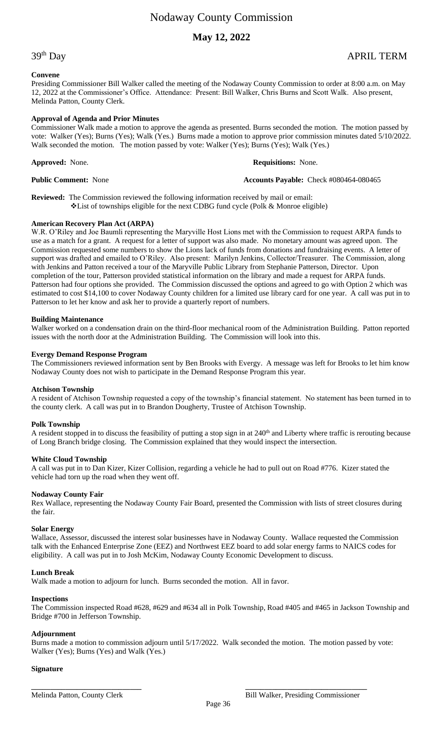# Nodaway County Commission

## May 12, 2022

39th Day APRIL TERM

**Convene**

Presiding Commissioner Bill Walker called the meeting of the Nodaway County Commission to order at 8:00 a.m. on May 12, 2022 at the Commissioner's Office. Attendance: Present: Bill Walker, Chris Burns and Scott Walk. Also present, Melinda Patton, County Clerk.

**Approval of Agenda and Prior Minutes**

Commissioner Walk made a motion to approve the agenda as presented. Burns seconded the motion. The motion passed by vote: Walker (Yes); Burns (Yes); Walk (Yes.) Burns made a motion to approve prior commission minutes dated 5/10/2022. Walk seconded the motion. The motion passed by vote: Walker (Yes); Burns (Yes); Walk (Yes.)

**Approved:** None.

**Requisitions:** None.

**Public Comment:** None

**Accounts Payable:** Check #080464-080465

**Reviewed:** The Commission reviewed the following information received by mail or email:

- List of townships eligible for the next CDBG fund cycle (Polk & Monroe eligible)

**American Recovery Plan Act (ARPA)**

W.R. O'Riley and Joe Baumli representing the Maryville Host Lions met with the Commission to request ARPA funds to use as a match for a grant. A request for a letter of support was also made. No monetary amount was agreed upon. The Commission requested some numbers to show the Lions lack of funds from donations and fundraising events. A letter of support was drafted and emailed to O'Riley. Also present: Marilyn Jenkins, Collector/Treasurer. The Commission, along with Jenkins and Patton received a tour of the Maryville Public Library from Stephanie Patterson, Director. Upon completion of the tour, Patterson provided statistical information on the library and made a request for ARPA funds. Patterson had four options she provided. The Commission discussed the options and agreed to go with Option 2 which was estimated to cost $14,100 to cover Nodaway County children for a limited use library card for one year. A call was put in to Patterson to let her know and ask her to provide a quarterly report of numbers.

**Building Maintenance**

Walker worked on a condensation drain on the third-floor mechanical room of the Administration Building. Patton reported issues with the north door at the Administration Building. The Commission will look into this.

**Evergy Demand Response Program**

The Commissioners reviewed information sent by Ben Brooks with Evergy. A message was left for Brooks to let him know Nodaway County does not wish to participate in the Demand Response Program this year.

**Atchison Township**

A resident of Atchison Township requested a copy of the township's financial statement. No statement has been turned in to the county clerk. A call was put in to Brandon Dougherty, Trustee of Atchison Township.

**Polk Township**

A resident stopped in to discuss the feasibility of putting a stop sign in at 240th and Liberty where traffic is rerouting because of Long Branch bridge closing. The Commission explained that they would inspect the intersection.

**White Cloud Township**

A call was put in to Dan Kizer, Kizer Collision, regarding a vehicle he had to pull out on Road #776. Kizer stated the vehicle had torn up the road when they went off.

**Nodaway County Fair**

Rex Wallace, representing the Nodaway County Fair Board, presented the Commission with lists of street closures during the fair.

**Solar Energy**

Wallace, Assessor, discussed the interest solar businesses have in Nodaway County. Wallace requested the Commission talk with the Enhanced Enterprise Zone (EEZ) and Northwest EEZ board to add solar energy farms to NAICS codes for eligibility. A call was put in to Josh McKim, Nodaway County Economic Development to discuss.

**Lunch Break**

Walk made a motion to adjourn for lunch. Burns seconded the motion. All in favor.

**Inspections**

The Commission inspected Road #628, #629 and #634 all in Polk Township, Road #405 and #465 in Jackson Township and Bridge #700 in Jefferson Township.

**Adjournment**

Burns made a motion to commission adjourn until 5/17/2022. Walk seconded the motion. The motion passed by vote: Walker (Yes); Burns (Yes) and Walk (Yes.)

**Signature**

Melinda Patton, County Clerk

Bill Walker, Presiding Commissioner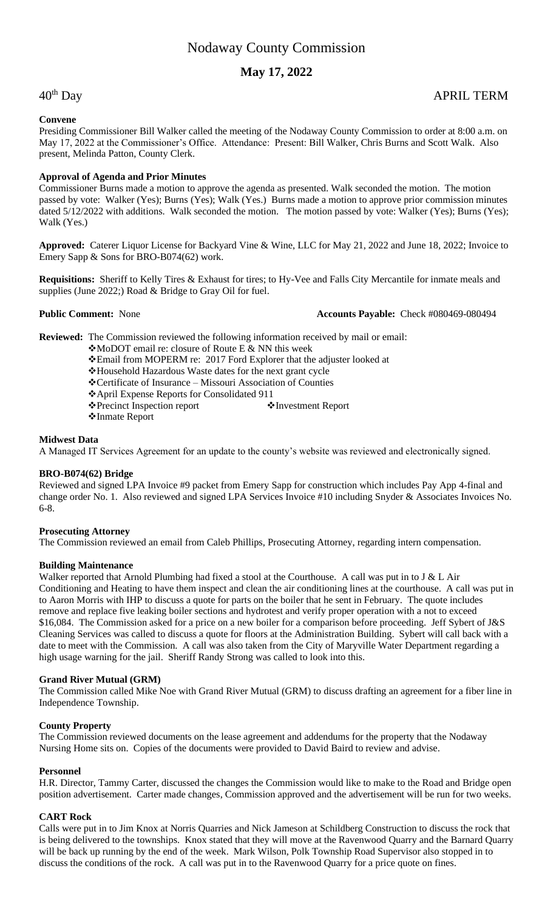# Nodaway County Commission

## May 17, 2022

40th Day APRIL TERM

**Convene**

Presiding Commissioner Bill Walker called the meeting of the Nodaway County Commission to order at 8:00 a.m. on May 17, 2022 at the Commissioner's Office. Attendance: Present: Bill Walker, Chris Burns and Scott Walk. Also present, Melinda Patton, County Clerk.

**Approval of Agenda and Prior Minutes**

Commissioner Burns made a motion to approve the agenda as presented. Walk seconded the motion. The motion passed by vote: Walker (Yes); Burns (Yes); Walk (Yes.) Burns made a motion to approve prior commission minutes dated 5/12/2022 with additions. Walk seconded the motion. The motion passed by vote: Walker (Yes); Burns (Yes); Walk (Yes.)

**Approved:** Caterer Liquor License for Backyard Vine & Wine, LLC for May 21, 2022 and June 18, 2022; Invoice to Emery Sapp & Sons for BRO-B074(62) work.

**Requisitions:** Sheriff to Kelly Tires & Exhaust for tires; to Hy-Vee and Falls City Mercantile for inmate meals and supplies (June 2022;) Road & Bridge to Gray Oil for fuel.

**Public Comment:** None **Accounts Payable:** Check #080469-080494

**Reviewed:** The Commission reviewed the following information received by mail or email:

- MoDOT email re: closure of Route E & NN this week
- Email from MOPERM re: 2017 Ford Explorer that the adjuster looked at
- Household Hazardous Waste dates for the next grant cycle
- Certificate of Insurance – Missouri Association of Counties
- April Expense Reports for Consolidated 911
- Precinct Inspection report
- Investment Report
- Inmate Report

**Midwest Data**

A Managed IT Services Agreement for an update to the county's website was reviewed and electronically signed.

**BRO-B074(62) Bridge**

Reviewed and signed LPA Invoice #9 packet from Emery Sapp for construction which includes Pay App 4-final and change order No. 1. Also reviewed and signed LPA Services Invoice #10 including Snyder & Associates Invoices No. 6-8.

**Prosecuting Attorney**

The Commission reviewed an email from Caleb Phillips, Prosecuting Attorney, regarding intern compensation.

**Building Maintenance**

Walker reported that Arnold Plumbing had fixed a stool at the Courthouse. A call was put in to J & L Air Conditioning and Heating to have them inspect and clean the air conditioning lines at the courthouse. A call was put in to Aaron Morris with IHP to discuss a quote for parts on the boiler that he sent in February. The quote includes remove and replace five leaking boiler sections and hydrotest and verify proper operation with a not to exceed $16,084. The Commission asked for a price on a new boiler for a comparison before proceeding. Jeff Sybert of J&S Cleaning Services was called to discuss a quote for floors at the Administration Building. Sybert will call back with a date to meet with the Commission. A call was also taken from the City of Maryville Water Department regarding a high usage warning for the jail. Sheriff Randy Strong was called to look into this.

**Grand River Mutual (GRM)**

The Commission called Mike Noe with Grand River Mutual (GRM) to discuss drafting an agreement for a fiber line in Independence Township.

**County Property**

The Commission reviewed documents on the lease agreement and addendums for the property that the Nodaway Nursing Home sits on. Copies of the documents were provided to David Baird to review and advise.

**Personnel**

H.R. Director, Tammy Carter, discussed the changes the Commission would like to make to the Road and Bridge open position advertisement. Carter made changes, Commission approved and the advertisement will be run for two weeks.

**CART Rock**

Calls were put in to Jim Knox at Norris Quarries and Nick Jameson at Schildberg Construction to discuss the rock that is being delivered to the townships. Knox stated that they will move at the Ravenwood Quarry and the Barnard Quarry will be back up running by the end of the week. Mark Wilson, Polk Township Road Supervisor also stopped in to discuss the conditions of the rock. A call was put in to the Ravenwood Quarry for a price quote on fines.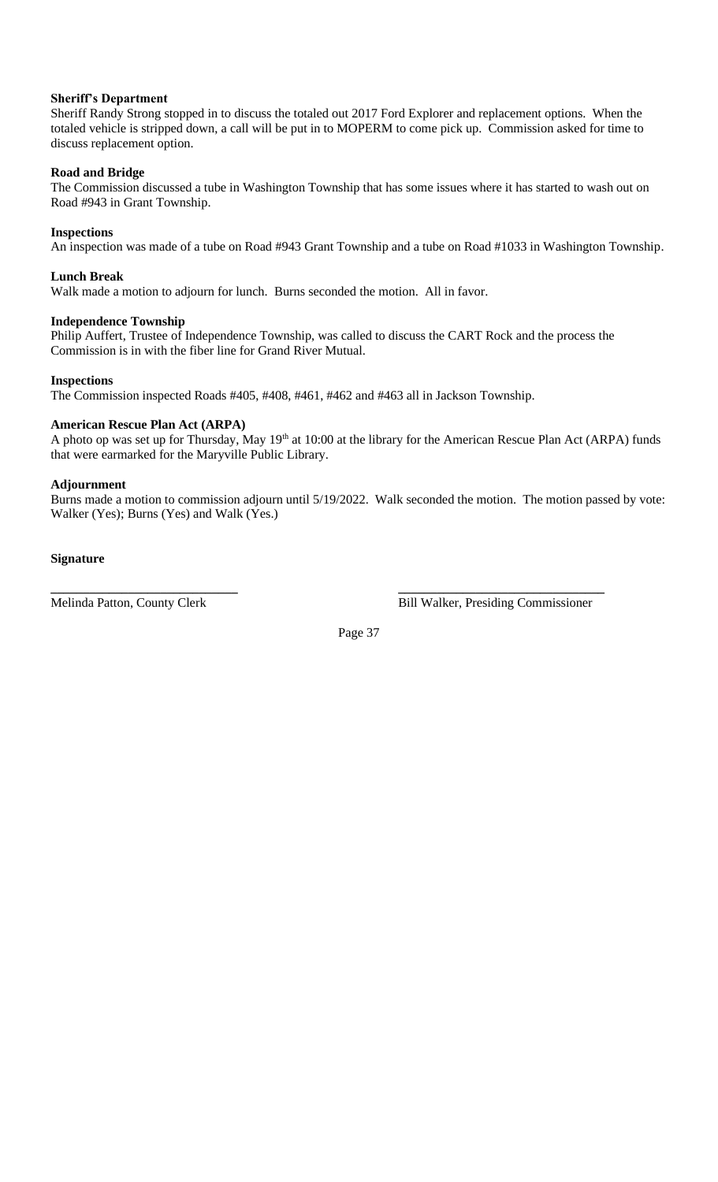**Sheriff's Department**

Sheriff Randy Strong stopped in to discuss the totaled out 2017 Ford Explorer and replacement options. When the totaled vehicle is stripped down, a call will be put in to MOPERM to come pick up. Commission asked for time to discuss replacement option.

**Road and Bridge**

The Commission discussed a tube in Washington Township that has some issues where it has started to wash out on Road #943 in Grant Township.

**Inspections**

An inspection was made of a tube on Road #943 Grant Township and a tube on Road #1033 in Washington Township.

**Lunch Break**

Walk made a motion to adjourn for lunch. Burns seconded the motion. All in favor.

**Independence Township**

Philip Auffert, Trustee of Independence Township, was called to discuss the CART Rock and the process the Commission is in with the fiber line for Grand River Mutual.

**Inspections**

The Commission inspected Roads #405, #408, #461, #462 and #463 all in Jackson Township.

**American Rescue Plan Act (ARPA)**

A photo op was set up for Thursday, May 19th at 10:00 at the library for the American Rescue Plan Act (ARPA) funds that were earmarked for the Maryville Public Library.

**Adjournment**

Burns made a motion to commission adjourn until 5/19/2022. Walk seconded the motion. The motion passed by vote: Walker (Yes); Burns (Yes) and Walk (Yes.)

**Signature**

| ____________________________ | ______________________________ |
|---|---|
| Melinda Patton, County Clerk | Bill Walker, Presiding Commissioner |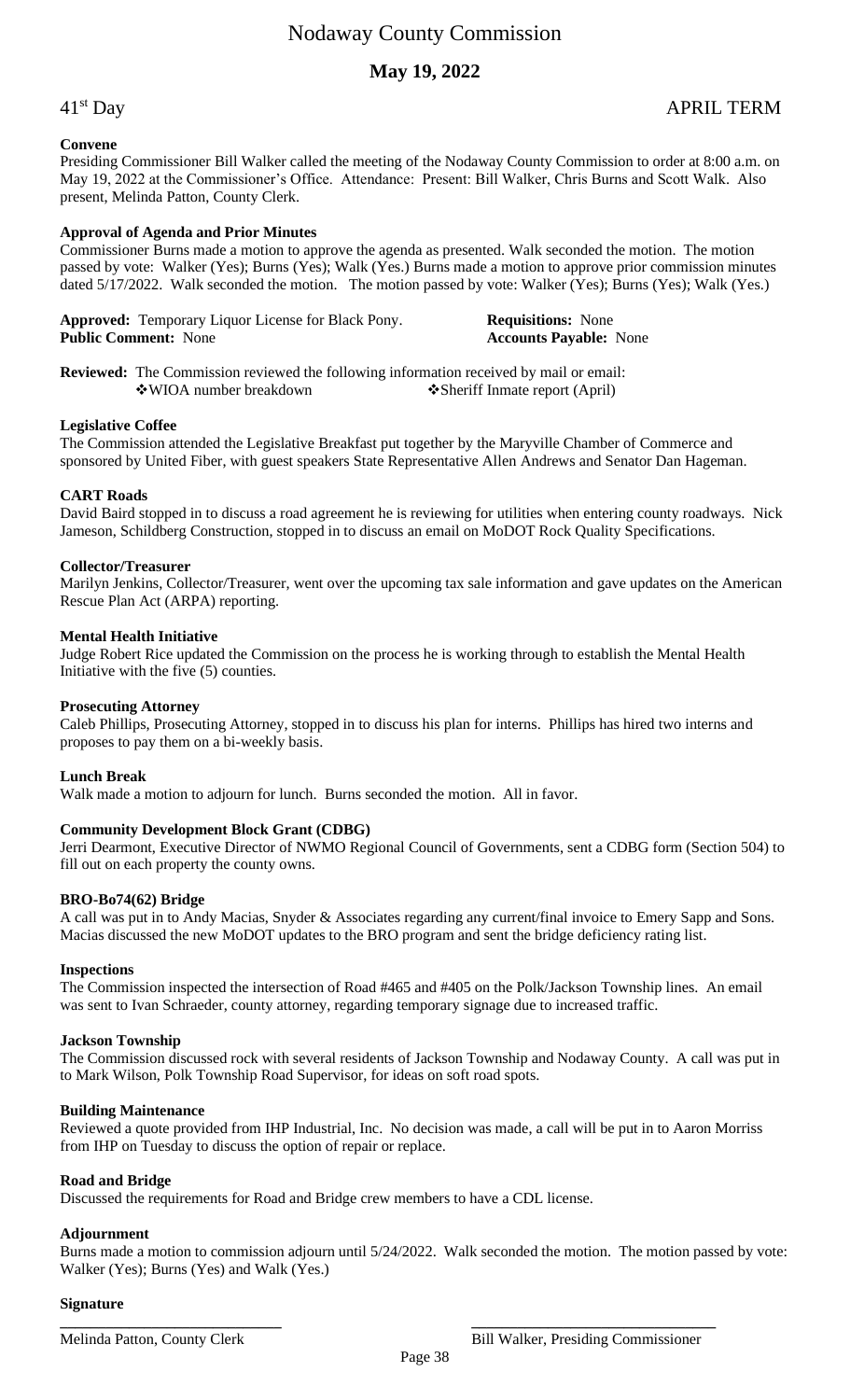# Nodaway County Commission

## May 19, 2022

41[st] Day APRIL TERM

**Convene**

Presiding Commissioner Bill Walker called the meeting of the Nodaway County Commission to order at 8:00 a.m. on May 19, 2022 at the Commissioner's Office. Attendance: Present: Bill Walker, Chris Burns and Scott Walk. Also present, Melinda Patton, County Clerk.

**Approval of Agenda and Prior Minutes**

Commissioner Burns made a motion to approve the agenda as presented. Walk seconded the motion. The motion passed by vote: Walker (Yes); Burns (Yes); Walk (Yes.) Burns made a motion to approve prior commission minutes dated 5/17/2022. Walk seconded the motion. The motion passed by vote: Walker (Yes); Burns (Yes); Walk (Yes.)

**Approved:** Temporary Liquor License for Black Pony.

**Requisitions:** None

**Public Comment:** None

**Accounts Payable:** None

**Reviewed:** The Commission reviewed the following information received by mail or email:

- WIOA number breakdown
- Sheriff Inmate report (April)

**Legislative Coffee**

The Commission attended the Legislative Breakfast put together by the Maryville Chamber of Commerce and sponsored by United Fiber, with guest speakers State Representative Allen Andrews and Senator Dan Hageman.

**CART Roads**

David Baird stopped in to discuss a road agreement he is reviewing for utilities when entering county roadways. Nick Jameson, Schildberg Construction, stopped in to discuss an email on MoDOT Rock Quality Specifications.

**Collector/Treasurer**

Marilyn Jenkins, Collector/Treasurer, went over the upcoming tax sale information and gave updates on the American Rescue Plan Act (ARPA) reporting.

**Mental Health Initiative**

Judge Robert Rice updated the Commission on the process he is working through to establish the Mental Health Initiative with the five (5) counties.

**Prosecuting Attorney**

Caleb Phillips, Prosecuting Attorney, stopped in to discuss his plan for interns. Phillips has hired two interns and proposes to pay them on a bi-weekly basis.

**Lunch Break**

Walk made a motion to adjourn for lunch. Burns seconded the motion. All in favor.

**Community Development Block Grant (CDBG)**

Jerri Dearmont, Executive Director of NWMO Regional Council of Governments, sent a CDBG form (Section 504) to fill out on each property the county owns.

**BRO-Bo74(62) Bridge**

A call was put in to Andy Macias, Snyder & Associates regarding any current/final invoice to Emery Sapp and Sons. Macias discussed the new MoDOT updates to the BRO program and sent the bridge deficiency rating list.

**Inspections**

The Commission inspected the intersection of Road #465 and #405 on the Polk/Jackson Township lines. An email was sent to Ivan Schraeder, county attorney, regarding temporary signage due to increased traffic.

**Jackson Township**

The Commission discussed rock with several residents of Jackson Township and Nodaway County. A call was put in to Mark Wilson, Polk Township Road Supervisor, for ideas on soft road spots.

**Building Maintenance**

Reviewed a quote provided from IHP Industrial, Inc. No decision was made, a call will be put in to Aaron Morriss from IHP on Tuesday to discuss the option of repair or replace.

**Road and Bridge**

Discussed the requirements for Road and Bridge crew members to have a CDL license.

**Adjournment**

Burns made a motion to commission adjourn until 5/24/2022. Walk seconded the motion. The motion passed by vote: Walker (Yes); Burns (Yes) and Walk (Yes.)

**Signature**

\_\_\_\_\_\_\_\_\_\_\_\_\_\_\_\_\_\_\_\_\_\_\_\_\_\_\_\_
Melinda Patton, County Clerk

\_\_\_\_\_\_\_\_\_\_\_\_\_\_\_\_\_\_\_\_\_\_\_\_\_\_\_\_
Bill Walker, Presiding Commissioner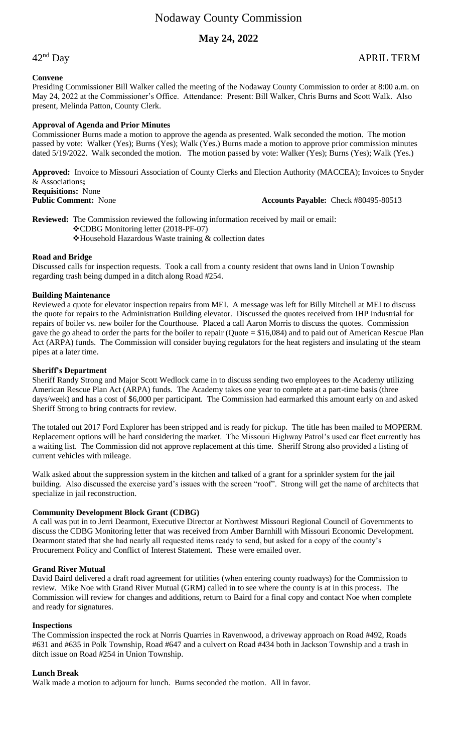# Nodaway County Commission

## May 24, 2022

42nd Day APRIL TERM

### Convene

Presiding Commissioner Bill Walker called the meeting of the Nodaway County Commission to order at 8:00 a.m. on May 24, 2022 at the Commissioner's Office. Attendance: Present: Bill Walker, Chris Burns and Scott Walk. Also present, Melinda Patton, County Clerk.

### Approval of Agenda and Prior Minutes

Commissioner Burns made a motion to approve the agenda as presented. Walk seconded the motion. The motion passed by vote: Walker (Yes); Burns (Yes); Walk (Yes.) Burns made a motion to approve prior commission minutes dated 5/19/2022. Walk seconded the motion. The motion passed by vote: Walker (Yes); Burns (Yes); Walk (Yes.)

**Approved:** Invoice to Missouri Association of County Clerks and Election Authority (MACCEA); Invoices to Snyder & Associations**;**
**Requisitions:** None
**Public Comment:** None **Accounts Payable:** Check #80495-80513

**Reviewed:** The Commission reviewed the following information received by mail or email:
- ❖CDBG Monitoring letter (2018-PF-07)
- ❖Household Hazardous Waste training & collection dates

### Road and Bridge

Discussed calls for inspection requests. Took a call from a county resident that owns land in Union Township regarding trash being dumped in a ditch along Road #254.

### Building Maintenance

Reviewed a quote for elevator inspection repairs from MEI. A message was left for Billy Mitchell at MEI to discuss the quote for repairs to the Administration Building elevator. Discussed the quotes received from IHP Industrial for repairs of boiler vs. new boiler for the Courthouse. Placed a call Aaron Morris to discuss the quotes. Commission gave the go ahead to order the parts for the boiler to repair (Quote = $16,084) and to paid out of American Rescue Plan Act (ARPA) funds. The Commission will consider buying regulators for the heat registers and insulating of the steam pipes at a later time.

### Sheriff's Department

Sheriff Randy Strong and Major Scott Wedlock came in to discuss sending two employees to the Academy utilizing American Rescue Plan Act (ARPA) funds. The Academy takes one year to complete at a part-time basis (three days/week) and has a cost of $6,000 per participant. The Commission had earmarked this amount early on and asked Sheriff Strong to bring contracts for review.

The totaled out 2017 Ford Explorer has been stripped and is ready for pickup. The title has been mailed to MOPERM. Replacement options will be hard considering the market. The Missouri Highway Patrol's used car fleet currently has a waiting list. The Commission did not approve replacement at this time. Sheriff Strong also provided a listing of current vehicles with mileage.

Walk asked about the suppression system in the kitchen and talked of a grant for a sprinkler system for the jail building. Also discussed the exercise yard's issues with the screen "roof". Strong will get the name of architects that specialize in jail reconstruction.

### Community Development Block Grant (CDBG)

A call was put in to Jerri Dearmont, Executive Director at Northwest Missouri Regional Council of Governments to discuss the CDBG Monitoring letter that was received from Amber Barnhill with Missouri Economic Development. Dearmont stated that she had nearly all requested items ready to send, but asked for a copy of the county's Procurement Policy and Conflict of Interest Statement. These were emailed over.

### Grand River Mutual

David Baird delivered a draft road agreement for utilities (when entering county roadways) for the Commission to review. Mike Noe with Grand River Mutual (GRM) called in to see where the county is at in this process. The Commission will review for changes and additions, return to Baird for a final copy and contact Noe when complete and ready for signatures.

### Inspections

The Commission inspected the rock at Norris Quarries in Ravenwood, a driveway approach on Road #492, Roads #631 and #635 in Polk Township, Road #647 and a culvert on Road #434 both in Jackson Township and a trash in ditch issue on Road #254 in Union Township.

### Lunch Break

Walk made a motion to adjourn for lunch. Burns seconded the motion. All in favor.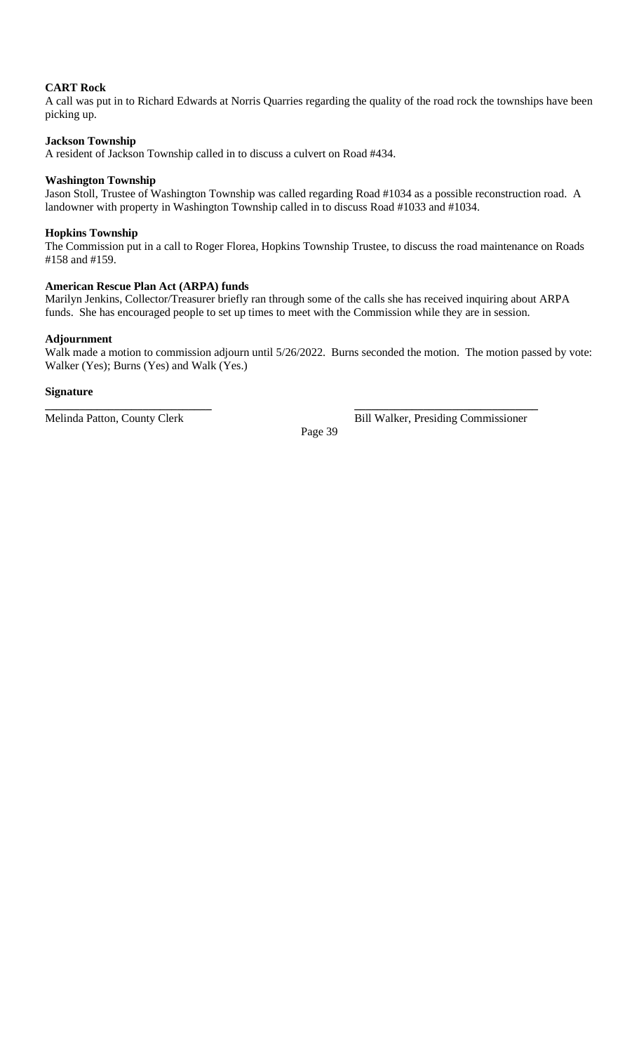**CART Rock**

A call was put in to Richard Edwards at Norris Quarries regarding the quality of the road rock the townships have been picking up.

**Jackson Township**

A resident of Jackson Township called in to discuss a culvert on Road #434.

**Washington Township**

Jason Stoll, Trustee of Washington Township was called regarding Road #1034 as a possible reconstruction road. A landowner with property in Washington Township called in to discuss Road #1033 and #1034.

**Hopkins Township**

The Commission put in a call to Roger Florea, Hopkins Township Trustee, to discuss the road maintenance on Roads #158 and #159.

**American Rescue Plan Act (ARPA) funds**

Marilyn Jenkins, Collector/Treasurer briefly ran through some of the calls she has received inquiring about ARPA funds. She has encouraged people to set up times to meet with the Commission while they are in session.

**Adjournment**

Walk made a motion to commission adjourn until 5/26/2022. Burns seconded the motion. The motion passed by vote: Walker (Yes); Burns (Yes) and Walk (Yes.)

**Signature**

\_\_\_\_\_\_\_\_\_\_\_\_\_\_\_\_\_\_\_\_\_\_\_\_\_\_\_\_
Melinda Patton, County Clerk

\_\_\_\_\_\_\_\_\_\_\_\_\_\_\_\_\_\_\_\_\_\_\_\_\_\_\_\_\_\_\_
Bill Walker, Presiding Commissioner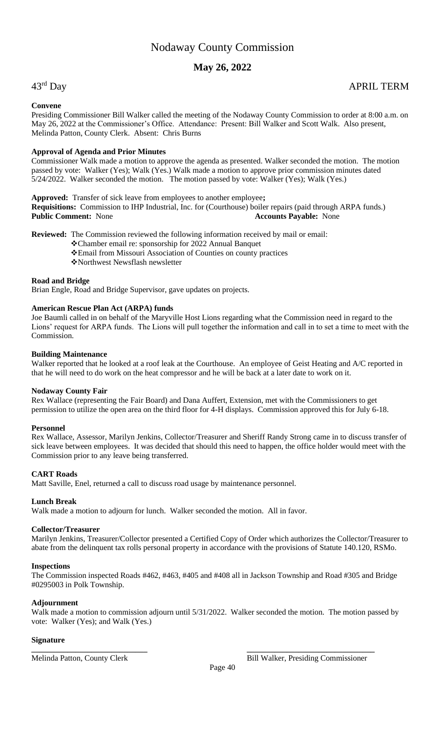# Nodaway County Commission

## May 26, 2022

43rd Day APRIL TERM

**Convene**

Presiding Commissioner Bill Walker called the meeting of the Nodaway County Commission to order at 8:00 a.m. on May 26, 2022 at the Commissioner's Office. Attendance: Present: Bill Walker and Scott Walk. Also present, Melinda Patton, County Clerk. Absent: Chris Burns

**Approval of Agenda and Prior Minutes**

Commissioner Walk made a motion to approve the agenda as presented. Walker seconded the motion. The motion passed by vote: Walker (Yes); Walk (Yes.) Walk made a motion to approve prior commission minutes dated 5/24/2022. Walker seconded the motion. The motion passed by vote: Walker (Yes); Walk (Yes.)

**Approved:** Transfer of sick leave from employees to another employee**;**

**Requisitions:** Commission to IHP Industrial, Inc. for (Courthouse) boiler repairs (paid through ARPA funds.)

**Public Comment:** None **Accounts Payable:** None

**Reviewed:** The Commission reviewed the following information received by mail or email:

- Chamber email re: sponsorship for 2022 Annual Banquet
- Email from Missouri Association of Counties on county practices
- Northwest Newsflash newsletter

**Road and Bridge**

Brian Engle, Road and Bridge Supervisor, gave updates on projects.

**American Rescue Plan Act (ARPA) funds**

Joe Baumli called in on behalf of the Maryville Host Lions regarding what the Commission need in regard to the Lions' request for ARPA funds. The Lions will pull together the information and call in to set a time to meet with the Commission.

**Building Maintenance**

Walker reported that he looked at a roof leak at the Courthouse. An employee of Geist Heating and A/C reported in that he will need to do work on the heat compressor and he will be back at a later date to work on it.

**Nodaway County Fair**

Rex Wallace (representing the Fair Board) and Dana Auffert, Extension, met with the Commissioners to get permission to utilize the open area on the third floor for 4-H displays. Commission approved this for July 6-18.

**Personnel**

Rex Wallace, Assessor, Marilyn Jenkins, Collector/Treasurer and Sheriff Randy Strong came in to discuss transfer of sick leave between employees. It was decided that should this need to happen, the office holder would meet with the Commission prior to any leave being transferred.

**CART Roads**

Matt Saville, Enel, returned a call to discuss road usage by maintenance personnel.

**Lunch Break**

Walk made a motion to adjourn for lunch. Walker seconded the motion. All in favor.

**Collector/Treasurer**

Marilyn Jenkins, Treasurer/Collector presented a Certified Copy of Order which authorizes the Collector/Treasurer to abate from the delinquent tax rolls personal property in accordance with the provisions of Statute 140.120, RSMo.

**Inspections**

The Commission inspected Roads #462, #463, #405 and #408 all in Jackson Township and Road #305 and Bridge #0295003 in Polk Township.

**Adjournment**

Walk made a motion to commission adjourn until 5/31/2022. Walker seconded the motion. The motion passed by vote: Walker (Yes); and Walk (Yes.)

**Signature**

\_\_\_\_\_\_\_\_\_\_\_\_\_\_\_\_\_\_\_\_\_\_\_\_\_\_\_\_ \_\_\_\_\_\_\_\_\_\_\_\_\_\_\_\_\_\_\_\_\_\_\_\_\_\_\_\_

Melinda Patton, County Clerk Bill Walker, Presiding Commissioner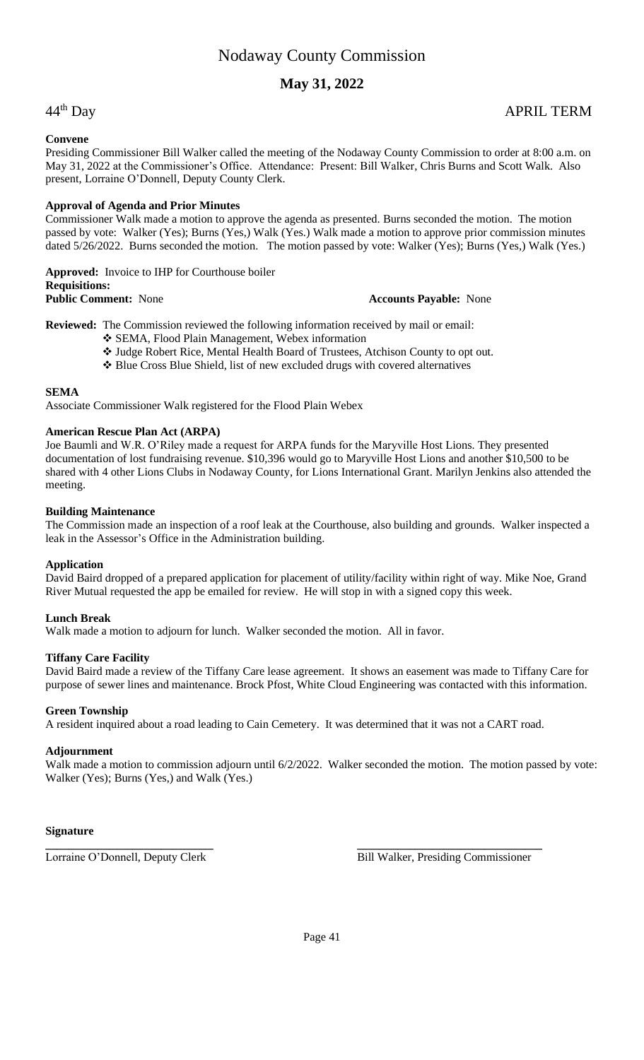# Nodaway County Commission

## May 31, 2022

44th Day APRIL TERM

**Convene**

Presiding Commissioner Bill Walker called the meeting of the Nodaway County Commission to order at 8:00 a.m. on May 31, 2022 at the Commissioner's Office. Attendance: Present: Bill Walker, Chris Burns and Scott Walk. Also present, Lorraine O'Donnell, Deputy County Clerk.

**Approval of Agenda and Prior Minutes**

Commissioner Walk made a motion to approve the agenda as presented. Burns seconded the motion. The motion passed by vote: Walker (Yes); Burns (Yes,) Walk (Yes.) Walk made a motion to approve prior commission minutes dated 5/26/2022. Burns seconded the motion. The motion passed by vote: Walker (Yes); Burns (Yes,) Walk (Yes.)

**Approved:** Invoice to IHP for Courthouse boiler
**Requisitions:**
**Public Comment:** None **Accounts Payable:** None

**Reviewed:** The Commission reviewed the following information received by mail or email:

- SEMA, Flood Plain Management, Webex information
- Judge Robert Rice, Mental Health Board of Trustees, Atchison County to opt out.
- Blue Cross Blue Shield, list of new excluded drugs with covered alternatives

**SEMA**

Associate Commissioner Walk registered for the Flood Plain Webex

**American Rescue Plan Act (ARPA)**

Joe Baumli and W.R. O'Riley made a request for ARPA funds for the Maryville Host Lions. They presented documentation of lost fundraising revenue. $10,396 would go to Maryville Host Lions and another $10,500 to be shared with 4 other Lions Clubs in Nodaway County, for Lions International Grant. Marilyn Jenkins also attended the meeting.

**Building Maintenance**

The Commission made an inspection of a roof leak at the Courthouse, also building and grounds. Walker inspected a leak in the Assessor's Office in the Administration building.

**Application**

David Baird dropped of a prepared application for placement of utility/facility within right of way. Mike Noe, Grand River Mutual requested the app be emailed for review. He will stop in with a signed copy this week.

**Lunch Break**

Walk made a motion to adjourn for lunch. Walker seconded the motion. All in favor.

**Tiffany Care Facility**

David Baird made a review of the Tiffany Care lease agreement. It shows an easement was made to Tiffany Care for purpose of sewer lines and maintenance. Brock Pfost, White Cloud Engineering was contacted with this information.

**Green Township**

A resident inquired about a road leading to Cain Cemetery. It was determined that it was not a CART road.

**Adjournment**

Walk made a motion to commission adjourn until 6/2/2022. Walker seconded the motion. The motion passed by vote: Walker (Yes); Burns (Yes,) and Walk (Yes.)

**Signature**

\_\_\_\_\_\_\_\_\_\_\_\_\_\_\_\_\_\_\_\_\_\_\_\_\_\_\_ \_\_\_\_\_\_\_\_\_\_\_\_\_\_\_\_\_\_\_\_\_\_\_\_\_\_\_\_\_\_

Lorraine O'Donnell, Deputy Clerk Bill Walker, Presiding Commissioner